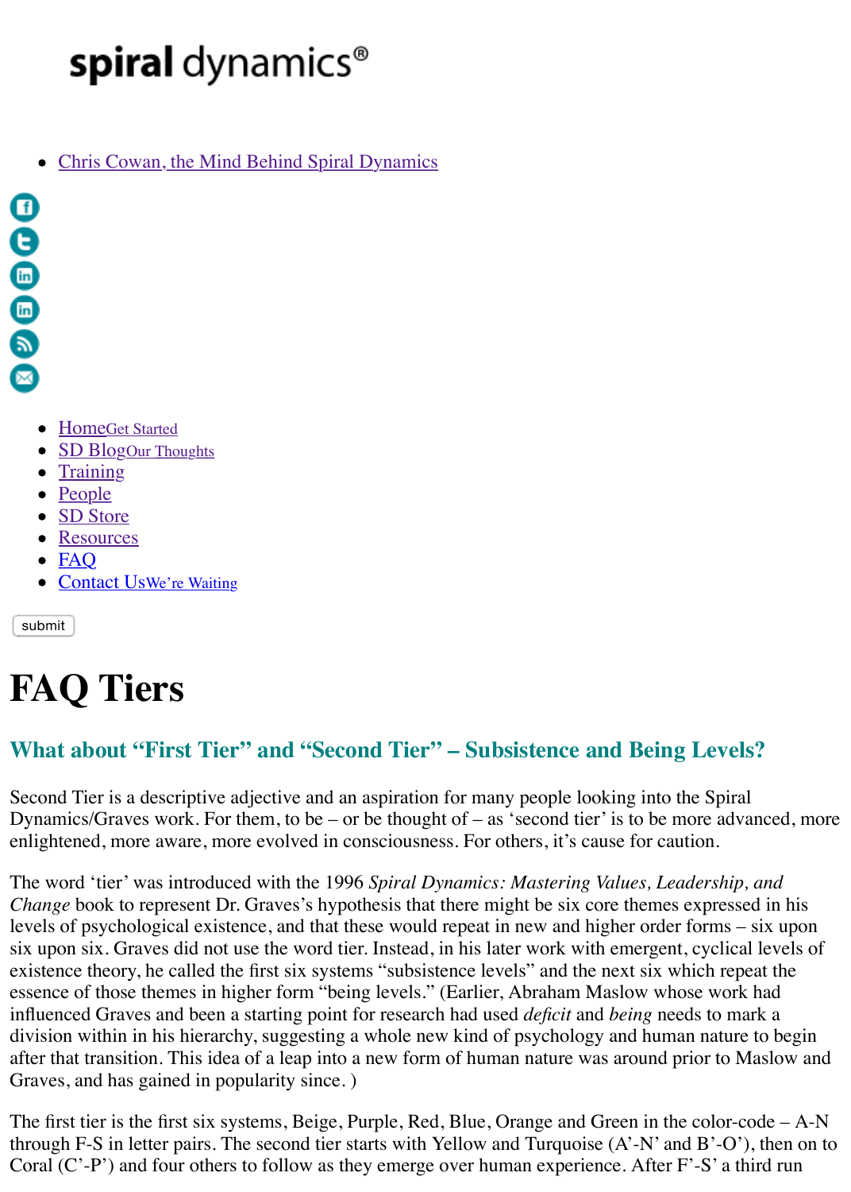spiral dynamics®

- Chris Cowan, the Mind Behind Spiral Dynamics

- HomeGet Started
- SD BlogOur Thoughts
- Training
- People
- SD Store
- Resources
- FAQ
- Contact UsWe're Waiting

submit

# FAQ Tiers

## What about "First Tier" and "Second Tier" – Subsistence and Being Levels?

Second Tier is a descriptive adjective and an aspiration for many people looking into the Spiral Dynamics/Graves work. For them, to be – or be thought of – as 'second tier' is to be more advanced, more enlightened, more aware, more evolved in consciousness. For others, it's cause for caution.

The word 'tier' was introduced with the 1996 *Spiral Dynamics: Mastering Values, Leadership, and Change* book to represent Dr. Graves's hypothesis that there might be six core themes expressed in his levels of psychological existence, and that these would repeat in new and higher order forms – six upon six upon six. Graves did not use the word tier. Instead, in his later work with emergent, cyclical levels of existence theory, he called the first six systems "subsistence levels" and the next six which repeat the essence of those themes in higher form "being levels." (Earlier, Abraham Maslow whose work had influenced Graves and been a starting point for research had used *deficit* and *being* needs to mark a division within in his hierarchy, suggesting a whole new kind of psychology and human nature to begin after that transition. This idea of a leap into a new form of human nature was around prior to Maslow and Graves, and has gained in popularity since. )

The first tier is the first six systems, Beige, Purple, Red, Blue, Orange and Green in the color-code – A-N through F-S in letter pairs. The second tier starts with Yellow and Turquoise (A'-N' and B'-O'), then on to Coral (C'-P') and four others to follow as they emerge over human experience. After F'-S' a third run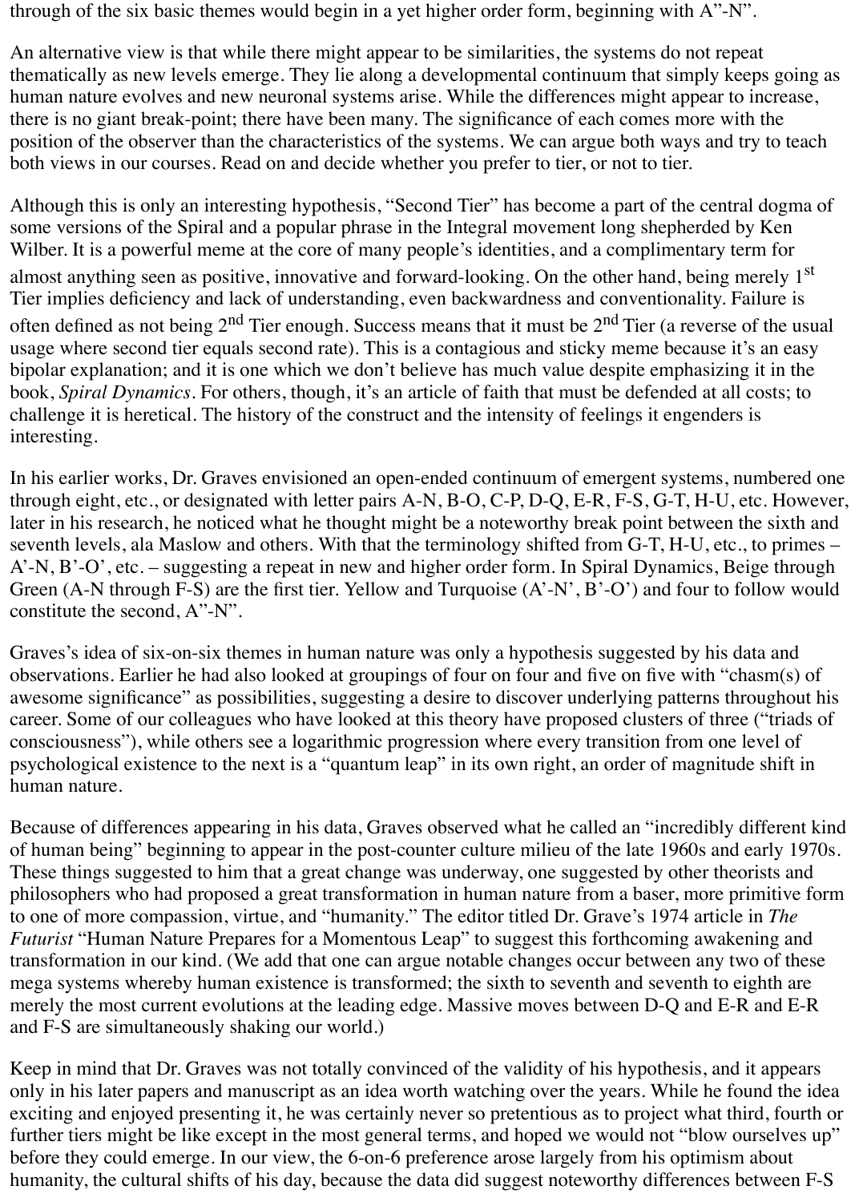through of the six basic themes would begin in a yet higher order form, beginning with A"-N".

An alternative view is that while there might appear to be similarities, the systems do not repeat thematically as new levels emerge. They lie along a developmental continuum that simply keeps going as human nature evolves and new neuronal systems arise. While the differences might appear to increase, there is no giant break-point; there have been many. The significance of each comes more with the position of the observer than the characteristics of the systems. We can argue both ways and try to teach both views in our courses. Read on and decide whether you prefer to tier, or not to tier.

Although this is only an interesting hypothesis, "Second Tier" has become a part of the central dogma of some versions of the Spiral and a popular phrase in the Integral movement long shepherded by Ken Wilber. It is a powerful meme at the core of many people's identities, and a complimentary term for almost anything seen as positive, innovative and forward-looking. On the other hand, being merely 1st Tier implies deficiency and lack of understanding, even backwardness and conventionality. Failure is often defined as not being 2nd Tier enough. Success means that it must be 2nd Tier (a reverse of the usual usage where second tier equals second rate). This is a contagious and sticky meme because it's an easy bipolar explanation; and it is one which we don't believe has much value despite emphasizing it in the book, *Spiral Dynamics*. For others, though, it's an article of faith that must be defended at all costs; to challenge it is heretical. The history of the construct and the intensity of feelings it engenders is interesting.

In his earlier works, Dr. Graves envisioned an open-ended continuum of emergent systems, numbered one through eight, etc., or designated with letter pairs A-N, B-O, C-P, D-Q, E-R, F-S, G-T, H-U, etc. However, later in his research, he noticed what he thought might be a noteworthy break point between the sixth and seventh levels, ala Maslow and others. With that the terminology shifted from G-T, H-U, etc., to primes – A'-N, B'-O', etc. – suggesting a repeat in new and higher order form. In Spiral Dynamics, Beige through Green (A-N through F-S) are the first tier. Yellow and Turquoise (A'-N', B'-O') and four to follow would constitute the second, A"-N".

Graves's idea of six-on-six themes in human nature was only a hypothesis suggested by his data and observations. Earlier he had also looked at groupings of four on four and five on five with "chasm(s) of awesome significance" as possibilities, suggesting a desire to discover underlying patterns throughout his career. Some of our colleagues who have looked at this theory have proposed clusters of three ("triads of consciousness"), while others see a logarithmic progression where every transition from one level of psychological existence to the next is a "quantum leap" in its own right, an order of magnitude shift in human nature.

Because of differences appearing in his data, Graves observed what he called an "incredibly different kind of human being" beginning to appear in the post-counter culture milieu of the late 1960s and early 1970s. These things suggested to him that a great change was underway, one suggested by other theorists and philosophers who had proposed a great transformation in human nature from a baser, more primitive form to one of more compassion, virtue, and "humanity." The editor titled Dr. Grave's 1974 article in *The Futurist* "Human Nature Prepares for a Momentous Leap" to suggest this forthcoming awakening and transformation in our kind. (We add that one can argue notable changes occur between any two of these mega systems whereby human existence is transformed; the sixth to seventh and seventh to eighth are merely the most current evolutions at the leading edge. Massive moves between D-Q and E-R and E-R and F-S are simultaneously shaking our world.)

Keep in mind that Dr. Graves was not totally convinced of the validity of his hypothesis, and it appears only in his later papers and manuscript as an idea worth watching over the years. While he found the idea exciting and enjoyed presenting it, he was certainly never so pretentious as to project what third, fourth or further tiers might be like except in the most general terms, and hoped we would not "blow ourselves up" before they could emerge. In our view, the 6-on-6 preference arose largely from his optimism about humanity, the cultural shifts of his day, because the data did suggest noteworthy differences between F-S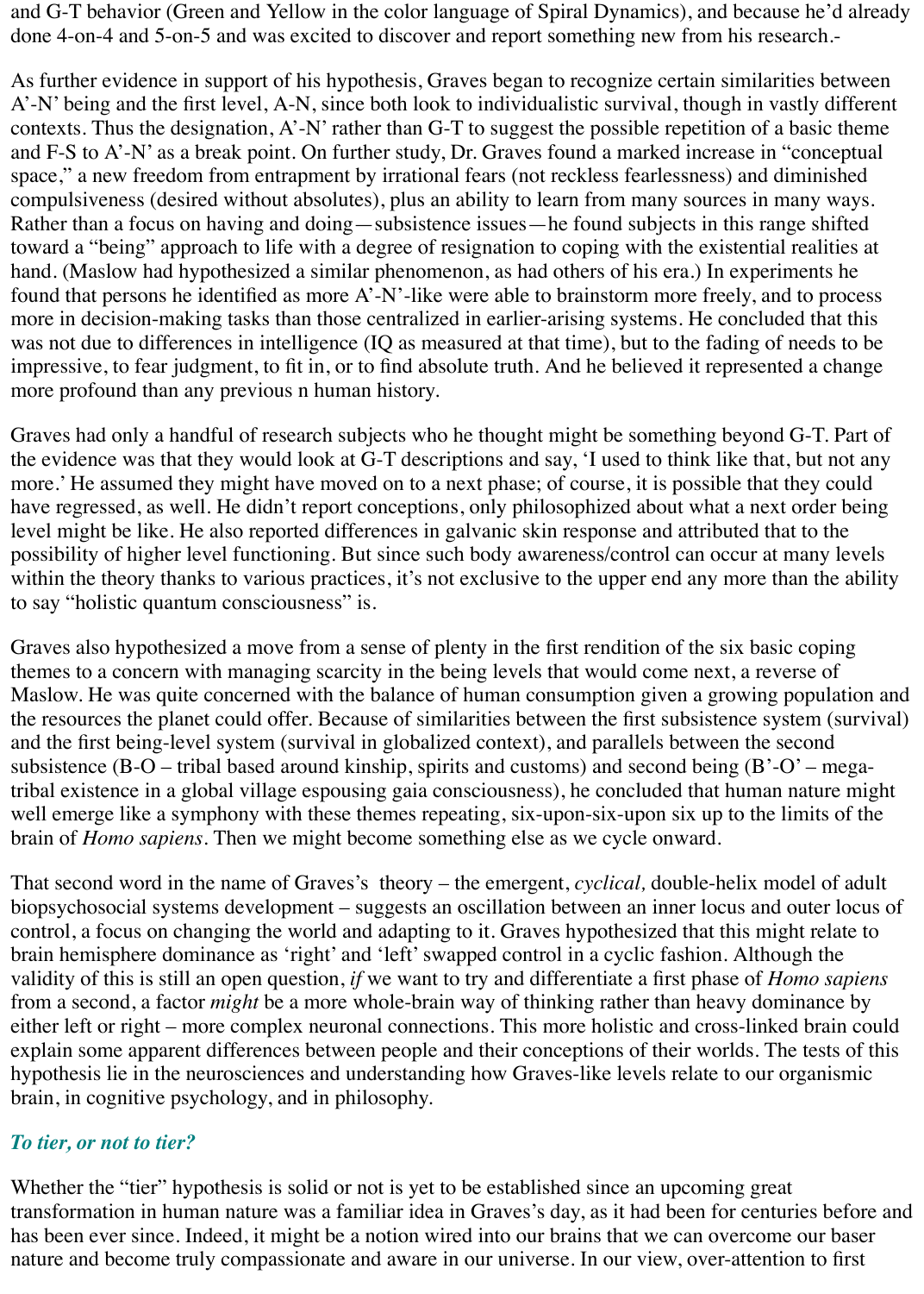and G-T behavior (Green and Yellow in the color language of Spiral Dynamics), and because he'd already done 4-on-4 and 5-on-5 and was excited to discover and report something new from his research.-

As further evidence in support of his hypothesis, Graves began to recognize certain similarities between A'-N' being and the first level, A-N, since both look to individualistic survival, though in vastly different contexts. Thus the designation, A'-N' rather than G-T to suggest the possible repetition of a basic theme and F-S to A'-N' as a break point. On further study, Dr. Graves found a marked increase in "conceptual space," a new freedom from entrapment by irrational fears (not reckless fearlessness) and diminished compulsiveness (desired without absolutes), plus an ability to learn from many sources in many ways. Rather than a focus on having and doing—subsistence issues—he found subjects in this range shifted toward a "being" approach to life with a degree of resignation to coping with the existential realities at hand. (Maslow had hypothesized a similar phenomenon, as had others of his era.) In experiments he found that persons he identified as more A'-N'-like were able to brainstorm more freely, and to process more in decision-making tasks than those centralized in earlier-arising systems. He concluded that this was not due to differences in intelligence (IQ as measured at that time), but to the fading of needs to be impressive, to fear judgment, to fit in, or to find absolute truth. And he believed it represented a change more profound than any previous n human history.

Graves had only a handful of research subjects who he thought might be something beyond G-T. Part of the evidence was that they would look at G-T descriptions and say, 'I used to think like that, but not any more.' He assumed they might have moved on to a next phase; of course, it is possible that they could have regressed, as well. He didn't report conceptions, only philosophized about what a next order being level might be like. He also reported differences in galvanic skin response and attributed that to the possibility of higher level functioning. But since such body awareness/control can occur at many levels within the theory thanks to various practices, it's not exclusive to the upper end any more than the ability to say "holistic quantum consciousness" is.

Graves also hypothesized a move from a sense of plenty in the first rendition of the six basic coping themes to a concern with managing scarcity in the being levels that would come next, a reverse of Maslow. He was quite concerned with the balance of human consumption given a growing population and the resources the planet could offer. Because of similarities between the first subsistence system (survival) and the first being-level system (survival in globalized context), and parallels between the second subsistence (B-O – tribal based around kinship, spirits and customs) and second being (B'-O' – mega-tribal existence in a global village espousing gaia consciousness), he concluded that human nature might well emerge like a symphony with these themes repeating, six-upon-six-upon six up to the limits of the brain of *Homo sapiens*. Then we might become something else as we cycle onward.

That second word in the name of Graves's theory – the emergent, *cyclical,* double-helix model of adult biopsychosocial systems development – suggests an oscillation between an inner locus and outer locus of control, a focus on changing the world and adapting to it. Graves hypothesized that this might relate to brain hemisphere dominance as 'right' and 'left' swapped control in a cyclic fashion. Although the validity of this is still an open question, *if* we want to try and differentiate a first phase of *Homo sapiens* from a second, a factor *might* be a more whole-brain way of thinking rather than heavy dominance by either left or right – more complex neuronal connections. This more holistic and cross-linked brain could explain some apparent differences between people and their conceptions of their worlds. The tests of this hypothesis lie in the neurosciences and understanding how Graves-like levels relate to our organismic brain, in cognitive psychology, and in philosophy.

### *To tier, or not to tier?*

Whether the "tier" hypothesis is solid or not is yet to be established since an upcoming great transformation in human nature was a familiar idea in Graves's day, as it had been for centuries before and has been ever since. Indeed, it might be a notion wired into our brains that we can overcome our baser nature and become truly compassionate and aware in our universe. In our view, over-attention to first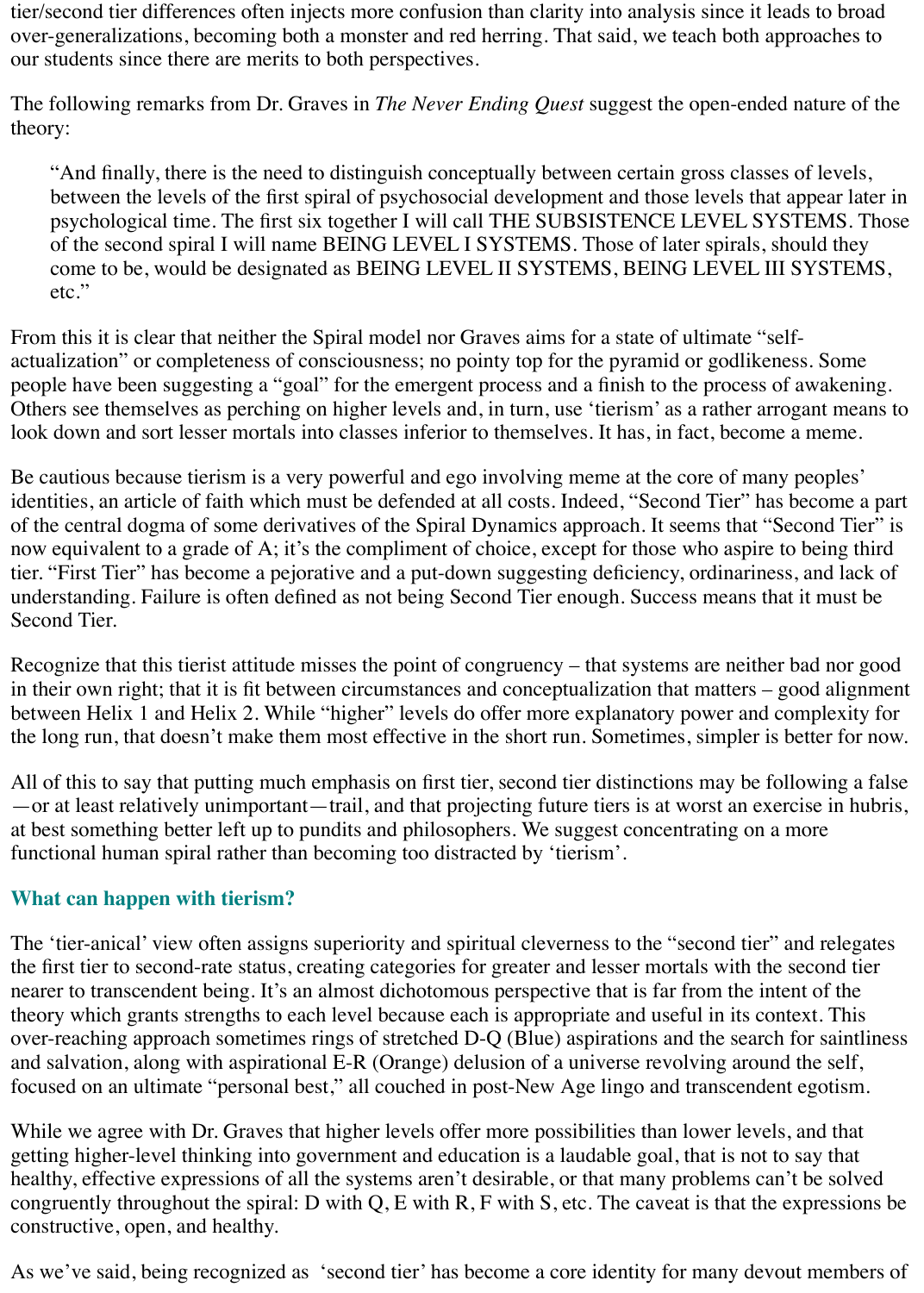tier/second tier differences often injects more confusion than clarity into analysis since it leads to broad over-generalizations, becoming both a monster and red herring. That said, we teach both approaches to our students since there are merits to both perspectives.

The following remarks from Dr. Graves in *The Never Ending Quest* suggest the open-ended nature of the theory:

> "And finally, there is the need to distinguish conceptually between certain gross classes of levels, between the levels of the first spiral of psychosocial development and those levels that appear later in psychological time. The first six together I will call THE SUBSISTENCE LEVEL SYSTEMS. Those of the second spiral I will name BEING LEVEL I SYSTEMS. Those of later spirals, should they come to be, would be designated as BEING LEVEL II SYSTEMS, BEING LEVEL III SYSTEMS, etc."

From this it is clear that neither the Spiral model nor Graves aims for a state of ultimate "self-actualization" or completeness of consciousness; no pointy top for the pyramid or godlikeness. Some people have been suggesting a "goal" for the emergent process and a finish to the process of awakening. Others see themselves as perching on higher levels and, in turn, use 'tierism' as a rather arrogant means to look down and sort lesser mortals into classes inferior to themselves. It has, in fact, become a meme.

Be cautious because tierism is a very powerful and ego involving meme at the core of many peoples' identities, an article of faith which must be defended at all costs. Indeed, "Second Tier" has become a part of the central dogma of some derivatives of the Spiral Dynamics approach. It seems that "Second Tier" is now equivalent to a grade of A; it's the compliment of choice, except for those who aspire to being third tier. "First Tier" has become a pejorative and a put-down suggesting deficiency, ordinariness, and lack of understanding. Failure is often defined as not being Second Tier enough. Success means that it must be Second Tier.

Recognize that this tierist attitude misses the point of congruency – that systems are neither bad nor good in their own right; that it is fit between circumstances and conceptualization that matters – good alignment between Helix 1 and Helix 2. While "higher" levels do offer more explanatory power and complexity for the long run, that doesn't make them most effective in the short run. Sometimes, simpler is better for now.

All of this to say that putting much emphasis on first tier, second tier distinctions may be following a false—or at least relatively unimportant—trail, and that projecting future tiers is at worst an exercise in hubris, at best something better left up to pundits and philosophers. We suggest concentrating on a more functional human spiral rather than becoming too distracted by 'tierism'.

### What can happen with tierism?

The 'tier-anical' view often assigns superiority and spiritual cleverness to the "second tier" and relegates the first tier to second-rate status, creating categories for greater and lesser mortals with the second tier nearer to transcendent being. It's an almost dichotomous perspective that is far from the intent of the theory which grants strengths to each level because each is appropriate and useful in its context. This over-reaching approach sometimes rings of stretched D-Q (Blue) aspirations and the search for saintliness and salvation, along with aspirational E-R (Orange) delusion of a universe revolving around the self, focused on an ultimate "personal best," all couched in post-New Age lingo and transcendent egotism.

While we agree with Dr. Graves that higher levels offer more possibilities than lower levels, and that getting higher-level thinking into government and education is a laudable goal, that is not to say that healthy, effective expressions of all the systems aren't desirable, or that many problems can't be solved congruently throughout the spiral: D with Q, E with R, F with S, etc. The caveat is that the expressions be constructive, open, and healthy.

As we've said, being recognized as 'second tier' has become a core identity for many devout members of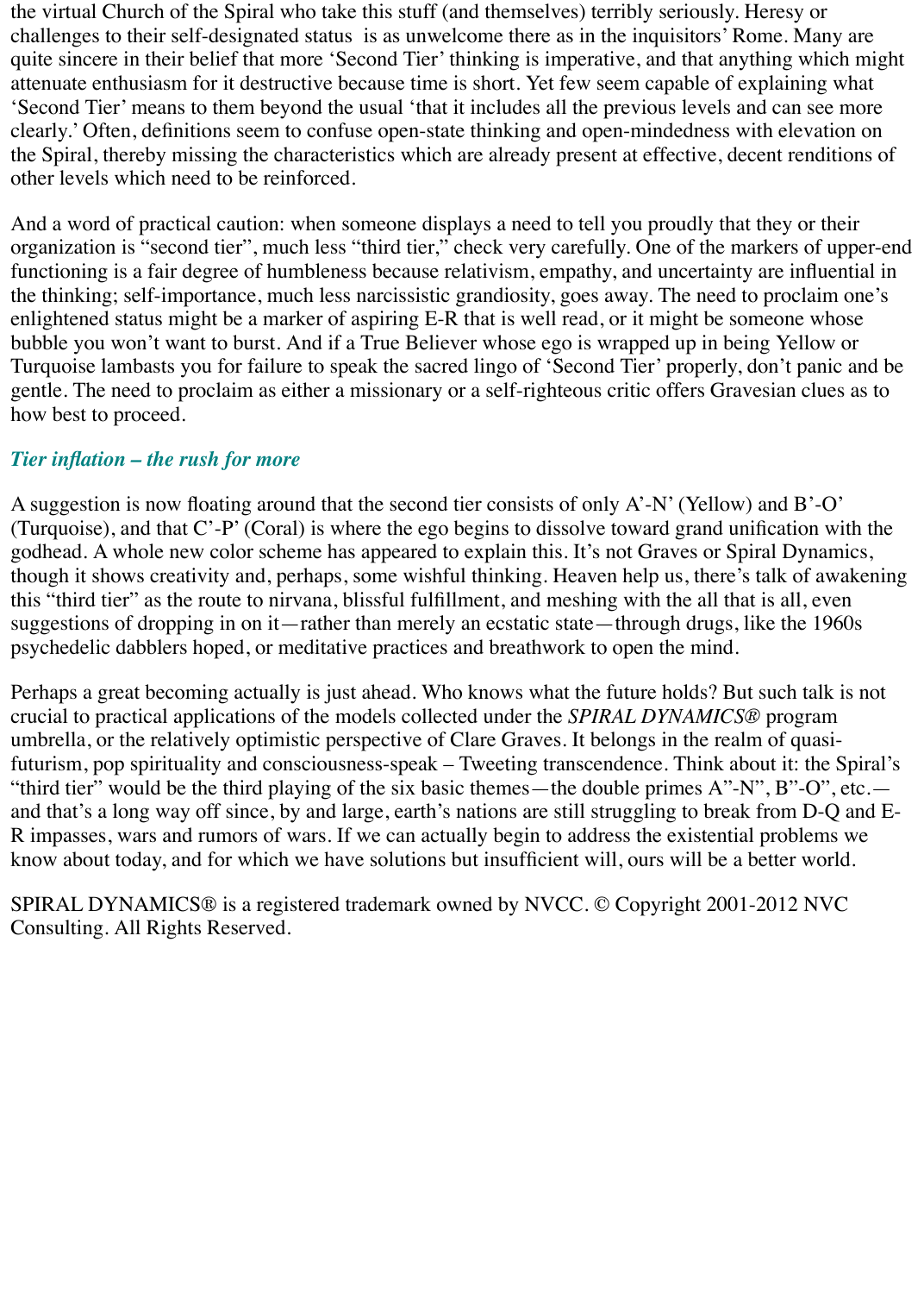the virtual Church of the Spiral who take this stuff (and themselves) terribly seriously. Heresy or challenges to their self-designated status  is as unwelcome there as in the inquisitors' Rome. Many are quite sincere in their belief that more 'Second Tier' thinking is imperative, and that anything which might attenuate enthusiasm for it destructive because time is short. Yet few seem capable of explaining what 'Second Tier' means to them beyond the usual 'that it includes all the previous levels and can see more clearly.' Often, definitions seem to confuse open-state thinking and open-mindedness with elevation on the Spiral, thereby missing the characteristics which are already present at effective, decent renditions of other levels which need to be reinforced.

And a word of practical caution: when someone displays a need to tell you proudly that they or their organization is "second tier", much less "third tier," check very carefully. One of the markers of upper-end functioning is a fair degree of humbleness because relativism, empathy, and uncertainty are influential in the thinking; self-importance, much less narcissistic grandiosity, goes away. The need to proclaim one's enlightened status might be a marker of aspiring E-R that is well read, or it might be someone whose bubble you won't want to burst. And if a True Believer whose ego is wrapped up in being Yellow or Turquoise lambasts you for failure to speak the sacred lingo of 'Second Tier' properly, don't panic and be gentle. The need to proclaim as either a missionary or a self-righteous critic offers Gravesian clues as to how best to proceed.

### *Tier inflation – the rush for more*

A suggestion is now floating around that the second tier consists of only A'-N' (Yellow) and B'-O' (Turquoise), and that C'-P' (Coral) is where the ego begins to dissolve toward grand unification with the godhead. A whole new color scheme has appeared to explain this. It's not Graves or Spiral Dynamics, though it shows creativity and, perhaps, some wishful thinking. Heaven help us, there's talk of awakening this "third tier" as the route to nirvana, blissful fulfillment, and meshing with the all that is all, even suggestions of dropping in on it—rather than merely an ecstatic state—through drugs, like the 1960s psychedelic dabblers hoped, or meditative practices and breathwork to open the mind.

Perhaps a great becoming actually is just ahead. Who knows what the future holds? But such talk is not crucial to practical applications of the models collected under the *SPIRAL DYNAMICS®* program umbrella, or the relatively optimistic perspective of Clare Graves. It belongs in the realm of quasi-futurism, pop spirituality and consciousness-speak – Tweeting transcendence. Think about it: the Spiral's "third tier" would be the third playing of the six basic themes—the double primes A"-N", B"-O", etc.—and that's a long way off since, by and large, earth's nations are still struggling to break from D-Q and E-R impasses, wars and rumors of wars. If we can actually begin to address the existential problems we know about today, and for which we have solutions but insufficient will, ours will be a better world.

SPIRAL DYNAMICS® is a registered trademark owned by NVCC. © Copyright 2001-2012 NVC Consulting. All Rights Reserved.